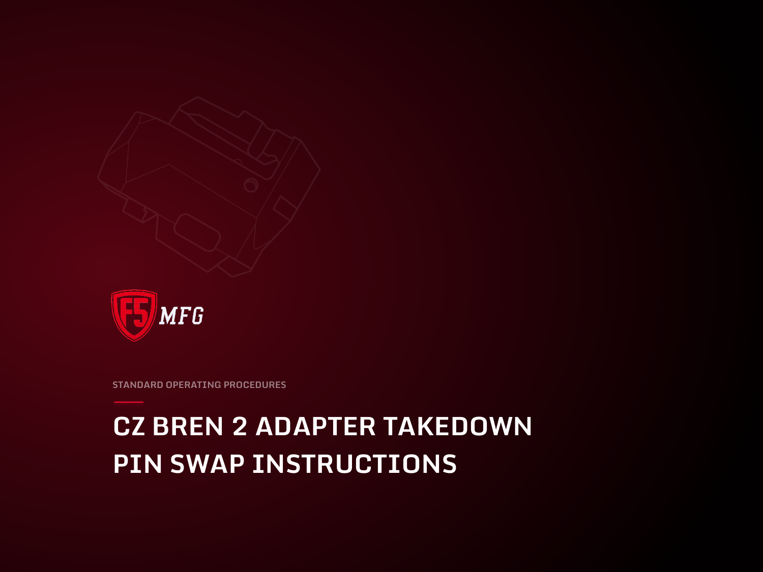F5 MFG

STANDARD OPERATING PROCEDURES

# CZ BREN 2 ADAPTER TAKEDOWN PIN SWAP INSTRUCTIONS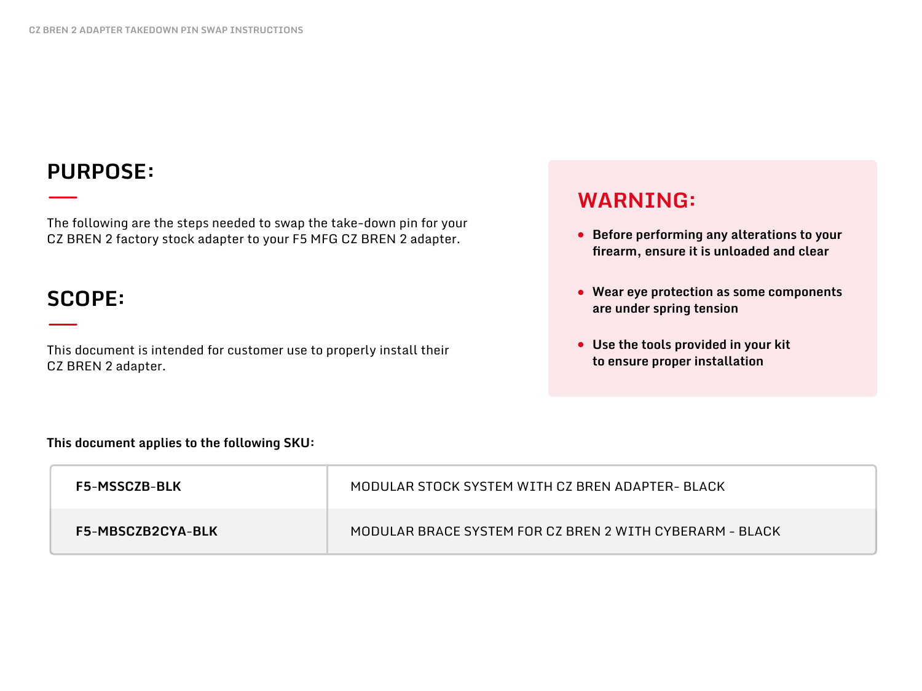## PURPOSE:

The following are the steps needed to swap the take-down pin for your CZ BREN 2 factory stock adapter to your F5 MFG CZ BREN 2 adapter.

## SCOPE:

This document is intended for customer use to properly install their CZ BREN 2 adapter.

## WARNING:

- **Before performing any alterations to your firearm, ensure it is unloaded and clear**
- **Wear eye protection as some components are under spring tension**
- **Use the tools provided in your kit to ensure proper installation**

**This document applies to the following SKU:**

| | |
|---|---|
| **F5-MSSCZB-BLK** | MODULAR STOCK SYSTEM WITH CZ BREN ADAPTER- BLACK |
| **F5-MBSCZB2CYA-BLK** | MODULAR BRACE SYSTEM FOR CZ BREN 2 WITH CYBERARM - BLACK |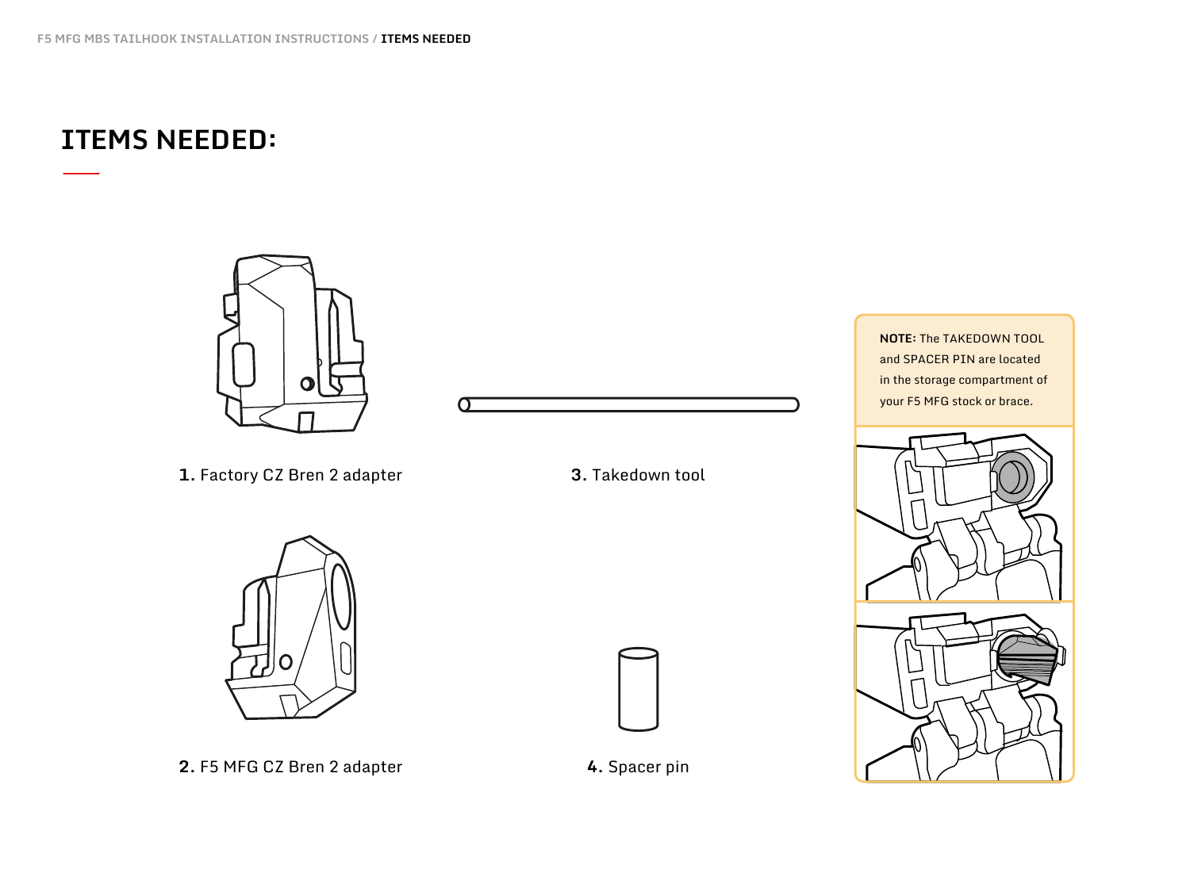# ITEMS NEEDED:

**1.** Factory CZ Bren 2 adapter

**2.** F5 MFG CZ Bren 2 adapter

**3.** Takedown tool

**4.** Spacer pin

**NOTE:** The TAKEDOWN TOOL and SPACER PIN are located in the storage compartment of your F5 MFG stock or brace.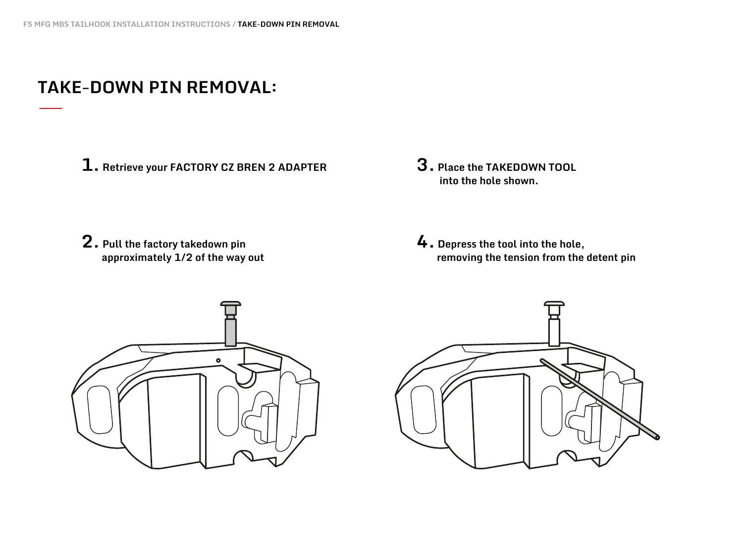# TAKE-DOWN PIN REMOVAL:

**1.** **Retrieve your FACTORY CZ BREN 2 ADAPTER**

**2.** **Pull the factory takedown pin approximately 1/2 of the way out**

**3.** **Place the TAKEDOWN TOOL into the hole shown.**

**4.** **Depress the tool into the hole, removing the tension from the detent pin**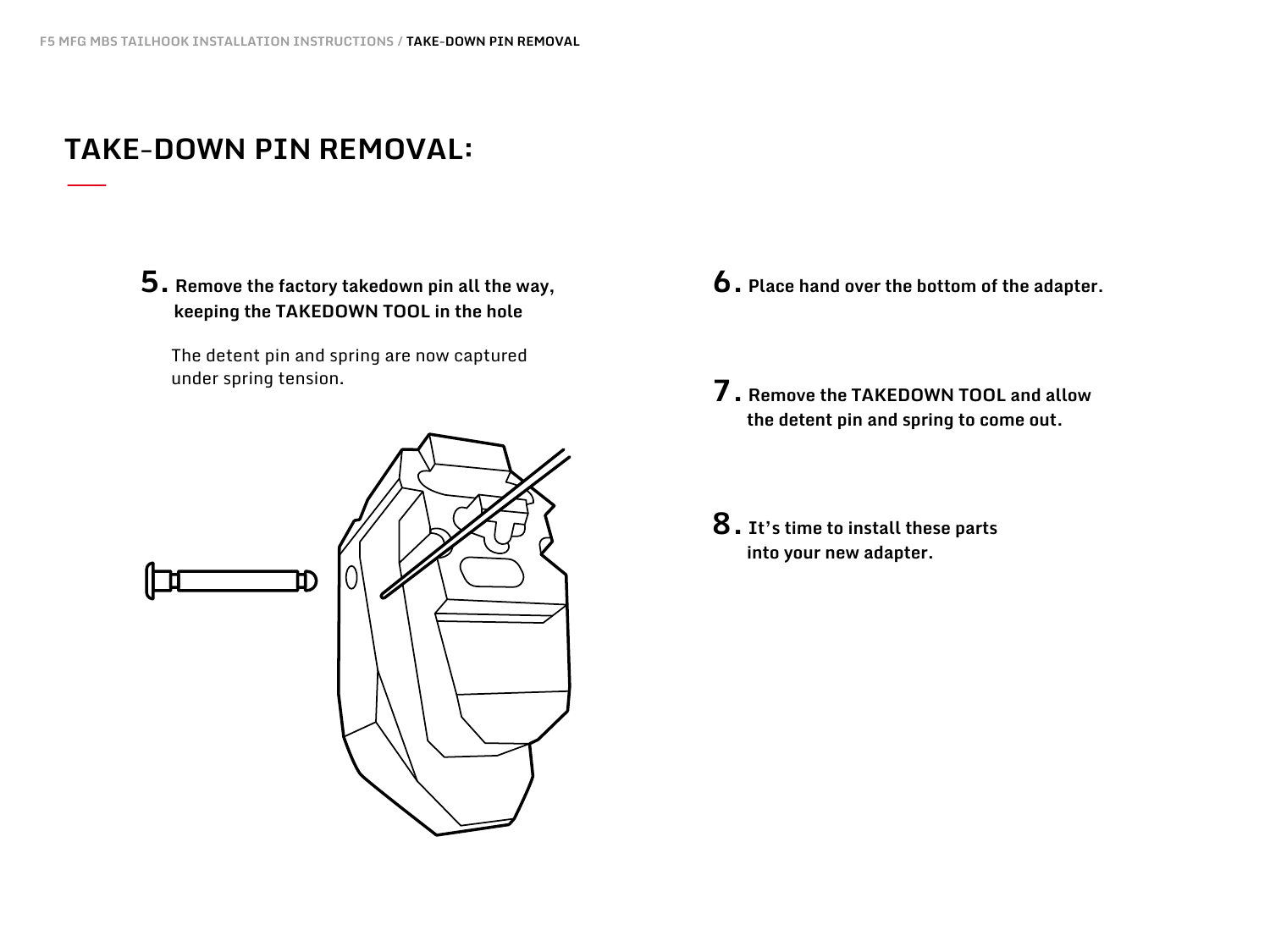# TAKE-DOWN PIN REMOVAL:

**5. Remove the factory takedown pin all the way, keeping the TAKEDOWN TOOL in the hole**

The detent pin and spring are now captured under spring tension.

**6. Place hand over the bottom of the adapter.**

**7. Remove the TAKEDOWN TOOL and allow the detent pin and spring to come out.**

**8. It's time to install these parts into your new adapter.**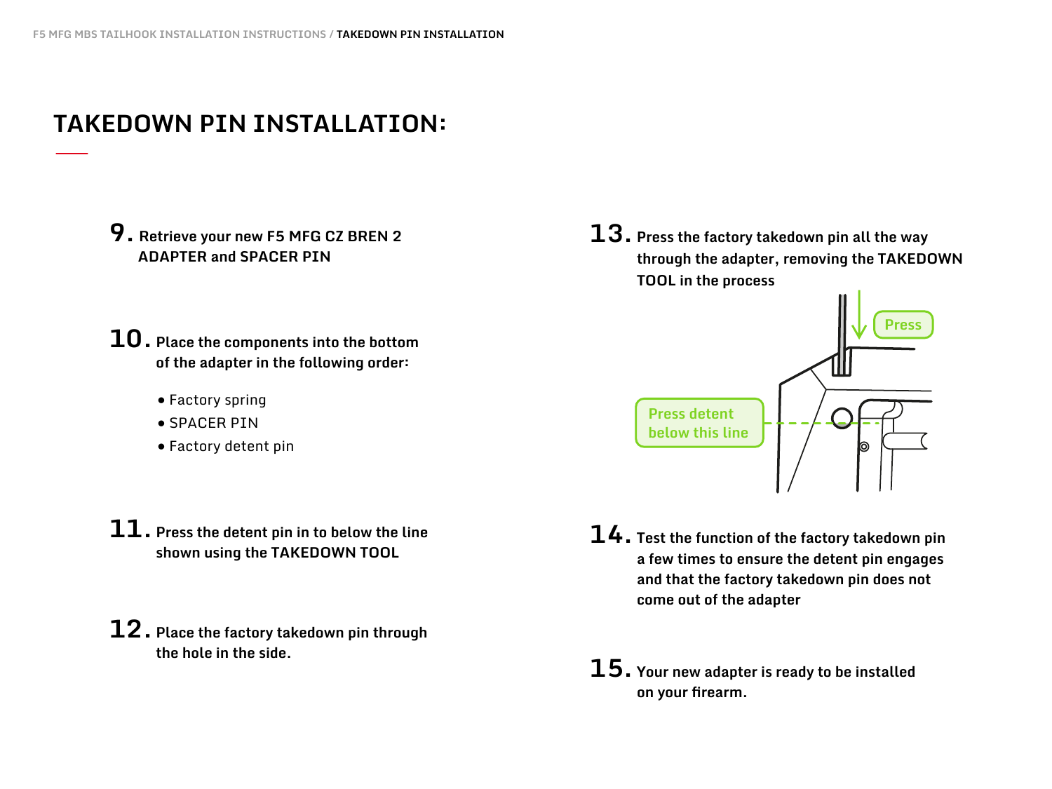# TAKEDOWN PIN INSTALLATION:

**9.** Retrieve your new F5 MFG CZ BREN 2 ADAPTER and SPACER PIN

**10.** Place the components into the bottom of the adapter in the following order:

- Factory spring
- SPACER PIN
- Factory detent pin

**11.** Press the detent pin in to below the line shown using the TAKEDOWN TOOL

**12.** Place the factory takedown pin through the hole in the side.

**13.** Press the factory takedown pin all the way through the adapter, removing the TAKEDOWN TOOL in the process

Press

Press detent below this line

**14.** Test the function of the factory takedown pin a few times to ensure the detent pin engages and that the factory takedown pin does not come out of the adapter

**15.** Your new adapter is ready to be installed on your firearm.